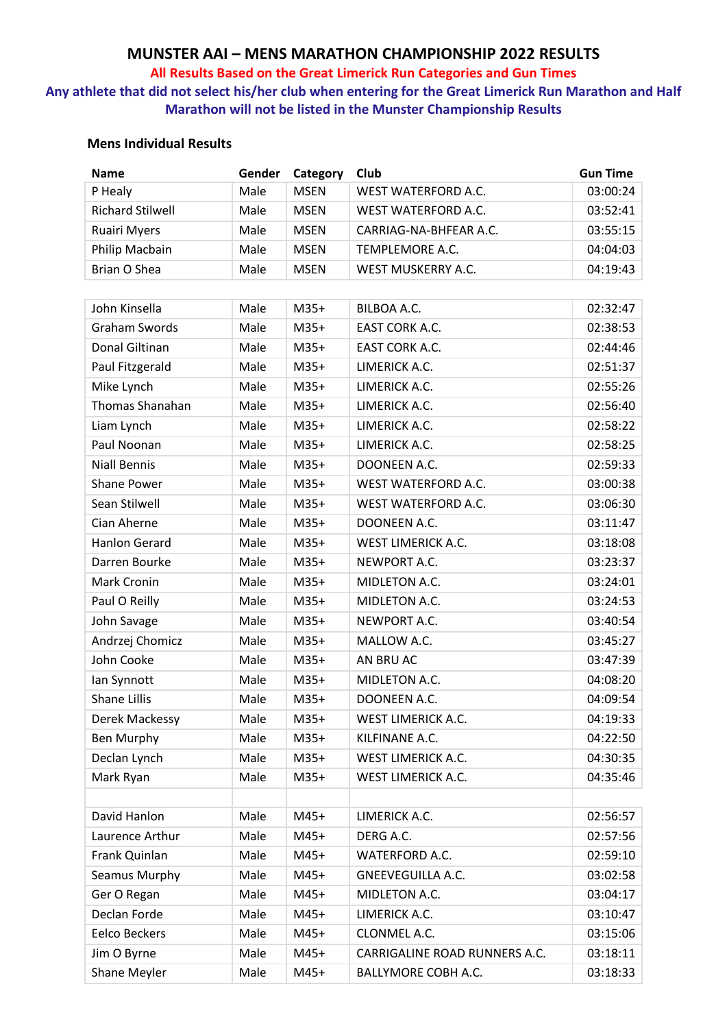# MUNSTER AAI – MENS MARATHON CHAMPIONSHIP 2022 RESULTS

**All Results Based on the Great Limerick Run Categories and Gun Times**

**Any athlete that did not select his/her club when entering for the Great Limerick Run Marathon and Half Marathon will not be listed in the Munster Championship Results**

**Mens Individual Results**

| Name | Gender | Category | Club | Gun Time |
|---|---|---|---|---|
| P Healy | Male | MSEN | WEST WATERFORD A.C. | 03:00:24 |
| Richard Stilwell | Male | MSEN | WEST WATERFORD A.C. | 03:52:41 |
| Ruairi Myers | Male | MSEN | CARRIAG-NA-BHFEAR A.C. | 03:55:15 |
| Philip Macbain | Male | MSEN | TEMPLEMORE A.C. | 04:04:03 |
| Brian O Shea | Male | MSEN | WEST MUSKERRY A.C. | 04:19:43 |
| | | | | |
| John Kinsella | Male | M35+ | BILBOA A.C. | 02:32:47 |
| Graham Swords | Male | M35+ | EAST CORK A.C. | 02:38:53 |
| Donal Giltinan | Male | M35+ | EAST CORK A.C. | 02:44:46 |
| Paul Fitzgerald | Male | M35+ | LIMERICK A.C. | 02:51:37 |
| Mike Lynch | Male | M35+ | LIMERICK A.C. | 02:55:26 |
| Thomas Shanahan | Male | M35+ | LIMERICK A.C. | 02:56:40 |
| Liam Lynch | Male | M35+ | LIMERICK A.C. | 02:58:22 |
| Paul Noonan | Male | M35+ | LIMERICK A.C. | 02:58:25 |
| Niall Bennis | Male | M35+ | DOONEEN A.C. | 02:59:33 |
| Shane Power | Male | M35+ | WEST WATERFORD A.C. | 03:00:38 |
| Sean Stilwell | Male | M35+ | WEST WATERFORD A.C. | 03:06:30 |
| Cian Aherne | Male | M35+ | DOONEEN A.C. | 03:11:47 |
| Hanlon Gerard | Male | M35+ | WEST LIMERICK A.C. | 03:18:08 |
| Darren Bourke | Male | M35+ | NEWPORT A.C. | 03:23:37 |
| Mark Cronin | Male | M35+ | MIDLETON A.C. | 03:24:01 |
| Paul O Reilly | Male | M35+ | MIDLETON A.C. | 03:24:53 |
| John Savage | Male | M35+ | NEWPORT A.C. | 03:40:54 |
| Andrzej Chomicz | Male | M35+ | MALLOW A.C. | 03:45:27 |
| John Cooke | Male | M35+ | AN BRU AC | 03:47:39 |
| Ian Synnott | Male | M35+ | MIDLETON A.C. | 04:08:20 |
| Shane Lillis | Male | M35+ | DOONEEN A.C. | 04:09:54 |
| Derek Mackessy | Male | M35+ | WEST LIMERICK A.C. | 04:19:33 |
| Ben Murphy | Male | M35+ | KILFINANE A.C. | 04:22:50 |
| Declan Lynch | Male | M35+ | WEST LIMERICK A.C. | 04:30:35 |
| Mark Ryan | Male | M35+ | WEST LIMERICK A.C. | 04:35:46 |
| | | | | |
| David Hanlon | Male | M45+ | LIMERICK A.C. | 02:56:57 |
| Laurence Arthur | Male | M45+ | DERG A.C. | 02:57:56 |
| Frank Quinlan | Male | M45+ | WATERFORD A.C. | 02:59:10 |
| Seamus Murphy | Male | M45+ | GNEEVEGUILLA A.C. | 03:02:58 |
| Ger O Regan | Male | M45+ | MIDLETON A.C. | 03:04:17 |
| Declan Forde | Male | M45+ | LIMERICK A.C. | 03:10:47 |
| Eelco Beckers | Male | M45+ | CLONMEL A.C. | 03:15:06 |
| Jim O Byrne | Male | M45+ | CARRIGALINE ROAD RUNNERS A.C. | 03:18:11 |
| Shane Meyler | Male | M45+ | BALLYMORE COBH A.C. | 03:18:33 |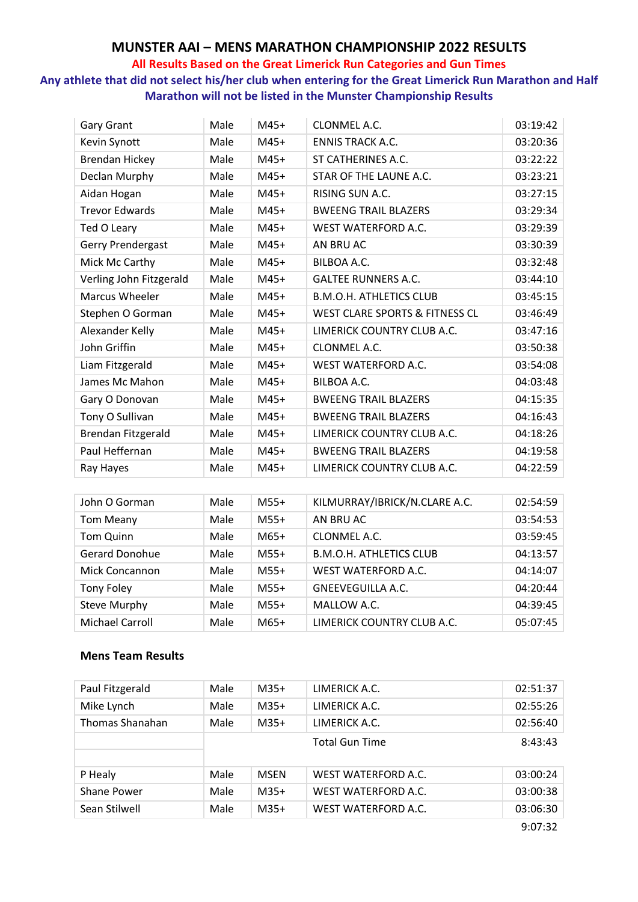# MUNSTER AAI – MENS MARATHON CHAMPIONSHIP 2022 RESULTS

**All Results Based on the Great Limerick Run Categories and Gun Times**

**Any athlete that did not select his/her club when entering for the Great Limerick Run Marathon and Half Marathon will not be listed in the Munster Championship Results**

| | | | | |
|---|---|---|---|---|
| Gary Grant | Male | M45+ | CLONMEL A.C. | 03:19:42 |
| Kevin Synott | Male | M45+ | ENNIS TRACK A.C. | 03:20:36 |
| Brendan Hickey | Male | M45+ | ST CATHERINES A.C. | 03:22:22 |
| Declan Murphy | Male | M45+ | STAR OF THE LAUNE A.C. | 03:23:21 |
| Aidan Hogan | Male | M45+ | RISING SUN A.C. | 03:27:15 |
| Trevor Edwards | Male | M45+ | BWEENG TRAIL BLAZERS | 03:29:34 |
| Ted O Leary | Male | M45+ | WEST WATERFORD A.C. | 03:29:39 |
| Gerry Prendergast | Male | M45+ | AN BRU AC | 03:30:39 |
| Mick Mc Carthy | Male | M45+ | BILBOA A.C. | 03:32:48 |
| Verling John Fitzgerald | Male | M45+ | GALTEE RUNNERS A.C. | 03:44:10 |
| Marcus Wheeler | Male | M45+ | B.M.O.H. ATHLETICS CLUB | 03:45:15 |
| Stephen O Gorman | Male | M45+ | WEST CLARE SPORTS & FITNESS CL | 03:46:49 |
| Alexander Kelly | Male | M45+ | LIMERICK COUNTRY CLUB A.C. | 03:47:16 |
| John Griffin | Male | M45+ | CLONMEL A.C. | 03:50:38 |
| Liam Fitzgerald | Male | M45+ | WEST WATERFORD A.C. | 03:54:08 |
| James Mc Mahon | Male | M45+ | BILBOA A.C. | 04:03:48 |
| Gary O Donovan | Male | M45+ | BWEENG TRAIL BLAZERS | 04:15:35 |
| Tony O Sullivan | Male | M45+ | BWEENG TRAIL BLAZERS | 04:16:43 |
| Brendan Fitzgerald | Male | M45+ | LIMERICK COUNTRY CLUB A.C. | 04:18:26 |
| Paul Heffernan | Male | M45+ | BWEENG TRAIL BLAZERS | 04:19:58 |
| Ray Hayes | Male | M45+ | LIMERICK COUNTRY CLUB A.C. | 04:22:59 |

| | | | | |
|---|---|---|---|---|
| John O Gorman | Male | M55+ | KILMURRAY/IBRICK/N.CLARE A.C. | 02:54:59 |
| Tom Meany | Male | M55+ | AN BRU AC | 03:54:53 |
| Tom Quinn | Male | M65+ | CLONMEL A.C. | 03:59:45 |
| Gerard Donohue | Male | M55+ | B.M.O.H. ATHLETICS CLUB | 04:13:57 |
| Mick Concannon | Male | M55+ | WEST WATERFORD A.C. | 04:14:07 |
| Tony Foley | Male | M55+ | GNEEVEGUILLA A.C. | 04:20:44 |
| Steve Murphy | Male | M55+ | MALLOW A.C. | 04:39:45 |
| Michael Carroll | Male | M65+ | LIMERICK COUNTRY CLUB A.C. | 05:07:45 |

**Mens Team Results**

| | | | | |
|---|---|---|---|---|
| Paul Fitzgerald | Male | M35+ | LIMERICK A.C. | 02:51:37 |
| Mike Lynch | Male | M35+ | LIMERICK A.C. | 02:55:26 |
| Thomas Shanahan | Male | M35+ | LIMERICK A.C. | 02:56:40 |
| | | | Total Gun Time | 8:43:43 |
| | | | | |
| P Healy | Male | MSEN | WEST WATERFORD A.C. | 03:00:24 |
| Shane Power | Male | M35+ | WEST WATERFORD A.C. | 03:00:38 |
| Sean Stilwell | Male | M35+ | WEST WATERFORD A.C. | 03:06:30 |
| | | | | 9:07:32 |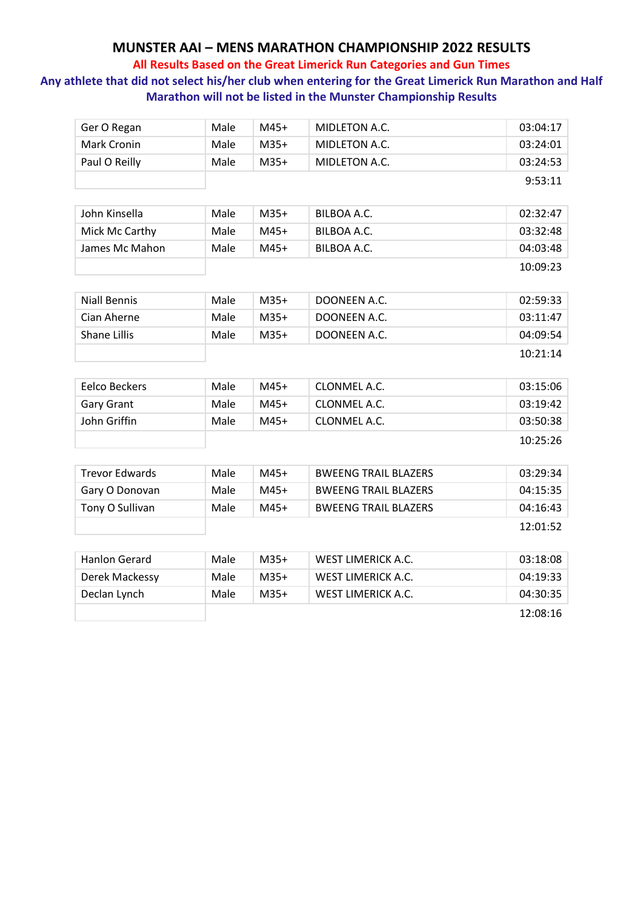# MUNSTER AAI – MENS MARATHON CHAMPIONSHIP 2022 RESULTS

**All Results Based on the Great Limerick Run Categories and Gun Times**

**Any athlete that did not select his/her club when entering for the Great Limerick Run Marathon and Half Marathon will not be listed in the Munster Championship Results**

| | | | | |
|---|---|---|---|---|
| Ger O Regan | Male | M45+ | MIDLETON A.C. | 03:04:17 |
| Mark Cronin | Male | M35+ | MIDLETON A.C. | 03:24:01 |
| Paul O Reilly | Male | M35+ | MIDLETON A.C. | 03:24:53 |
| | | | | 9:53:11 |

| | | | | |
|---|---|---|---|---|
| John Kinsella | Male | M35+ | BILBOA A.C. | 02:32:47 |
| Mick Mc Carthy | Male | M45+ | BILBOA A.C. | 03:32:48 |
| James Mc Mahon | Male | M45+ | BILBOA A.C. | 04:03:48 |
| | | | | 10:09:23 |

| | | | | |
|---|---|---|---|---|
| Niall Bennis | Male | M35+ | DOONEEN A.C. | 02:59:33 |
| Cian Aherne | Male | M35+ | DOONEEN A.C. | 03:11:47 |
| Shane Lillis | Male | M35+ | DOONEEN A.C. | 04:09:54 |
| | | | | 10:21:14 |

| | | | | |
|---|---|---|---|---|
| Eelco Beckers | Male | M45+ | CLONMEL A.C. | 03:15:06 |
| Gary Grant | Male | M45+ | CLONMEL A.C. | 03:19:42 |
| John Griffin | Male | M45+ | CLONMEL A.C. | 03:50:38 |
| | | | | 10:25:26 |

| | | | | |
|---|---|---|---|---|
| Trevor Edwards | Male | M45+ | BWEENG TRAIL BLAZERS | 03:29:34 |
| Gary O Donovan | Male | M45+ | BWEENG TRAIL BLAZERS | 04:15:35 |
| Tony O Sullivan | Male | M45+ | BWEENG TRAIL BLAZERS | 04:16:43 |
| | | | | 12:01:52 |

| | | | | |
|---|---|---|---|---|
| Hanlon Gerard | Male | M35+ | WEST LIMERICK A.C. | 03:18:08 |
| Derek Mackessy | Male | M35+ | WEST LIMERICK A.C. | 04:19:33 |
| Declan Lynch | Male | M35+ | WEST LIMERICK A.C. | 04:30:35 |
| | | | | 12:08:16 |